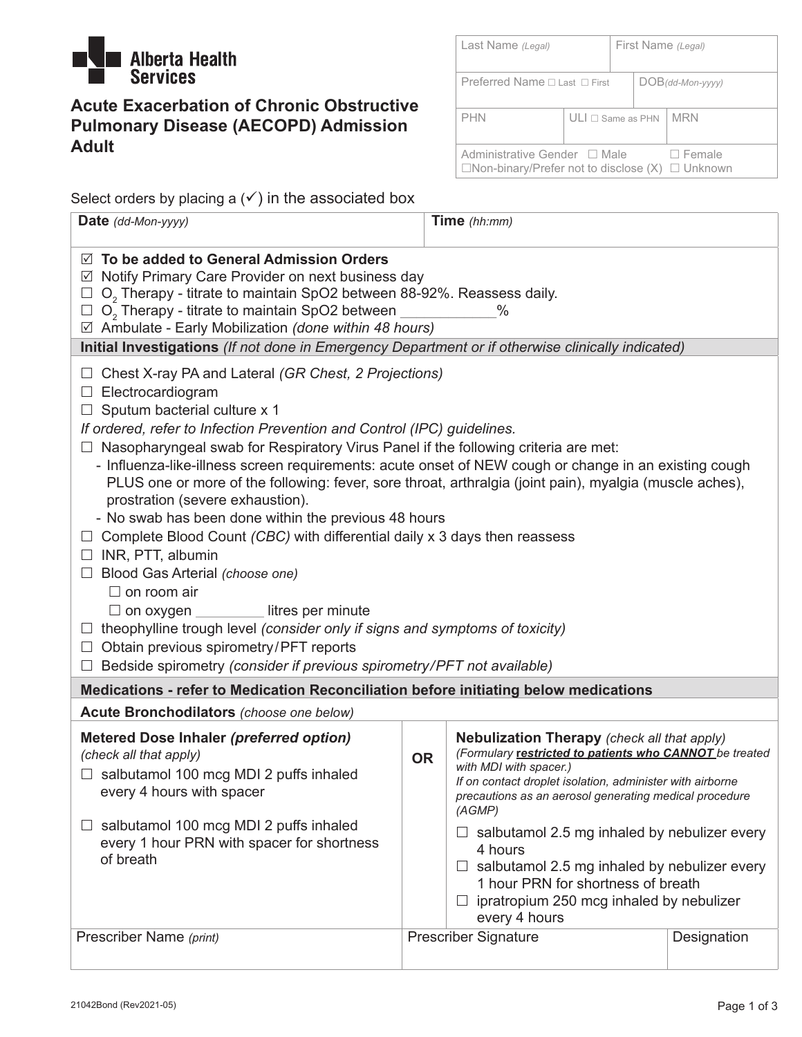Alberta Health Services

# Acute Exacerbation of Chronic Obstructive Pulmonary Disease (AECOPD) Admission Adult

| Last Name *(Legal)* | | First Name *(Legal)* |
|---|---|---|
| Preferred Name ☐ Last ☐ First | | DOB *(dd-Mon-yyyy)* |
| PHN | ULI ☐ Same as PHN | MRN |
| Administrative Gender ☐ Male ☐ Female ☐ Non-binary/Prefer not to disclose (X) ☐ Unknown | | |

Select orders by placing a (✓) in the associated box

| Date *(dd-Mon-yyyy)* | Time *(hh:mm)* |
|---|---|
| | |

- ☑ **To be added to General Admission Orders**
- ☑ Notify Primary Care Provider on next business day
- ☐ $O_2$ Therapy - titrate to maintain SpO2 between 88-92%. Reassess daily.
- ☐ $O_2$ Therapy - titrate to maintain SpO2 between ____________%
- ☑ Ambulate - Early Mobilization *(done within 48 hours)*

## Initial Investigations *(If not done in Emergency Department or if otherwise clinically indicated)*

- ☐ Chest X-ray PA and Lateral *(GR Chest, 2 Projections)*
- ☐ Electrocardiogram
- ☐ Sputum bacterial culture x 1

*If ordered, refer to Infection Prevention and Control (IPC) guidelines.*

- ☐ Nasopharyngeal swab for Respiratory Virus Panel if the following criteria are met:
  - Influenza-like-illness screen requirements: acute onset of NEW cough or change in an existing cough PLUS one or more of the following: fever, sore throat, arthralgia (joint pain), myalgia (muscle aches), prostration (severe exhaustion).
  - No swab has been done within the previous 48 hours
- ☐ Complete Blood Count *(CBC)* with differential daily x 3 days then reassess
- ☐ INR, PTT, albumin
- ☐ Blood Gas Arterial *(choose one)*
  - ☐ on room air
  - ☐ on oxygen _________ litres per minute
- ☐ theophylline trough level *(consider only if signs and symptoms of toxicity)*
- ☐ Obtain previous spirometry/PFT reports
- ☐ Bedside spirometry *(consider if previous spirometry/PFT not available)*

## Medications - refer to Medication Reconciliation before initiating below medications

### Acute Bronchodilators *(choose one below)*

**Metered Dose Inhaler *(preferred option)*** *(check all that apply)*

- ☐ salbutamol 100 mcg MDI 2 puffs inhaled every 4 hours with spacer
- ☐ salbutamol 100 mcg MDI 2 puffs inhaled every 1 hour PRN with spacer for shortness of breath

**OR**

**Nebulization Therapy** *(check all that apply)*
*(Formulary **restricted to patients who CANNOT** be treated with MDI with spacer.)*
*If on contact droplet isolation, administer with airborne precautions as an aerosol generating medical procedure (AGMP)*

- ☐ salbutamol 2.5 mg inhaled by nebulizer every 4 hours
- ☐ salbutamol 2.5 mg inhaled by nebulizer every 1 hour PRN for shortness of breath
- ☐ ipratropium 250 mcg inhaled by nebulizer every 4 hours

| Prescriber Name *(print)* | Prescriber Signature | Designation |
|---|---|---|
| | | |

21042Bond (Rev2021-05)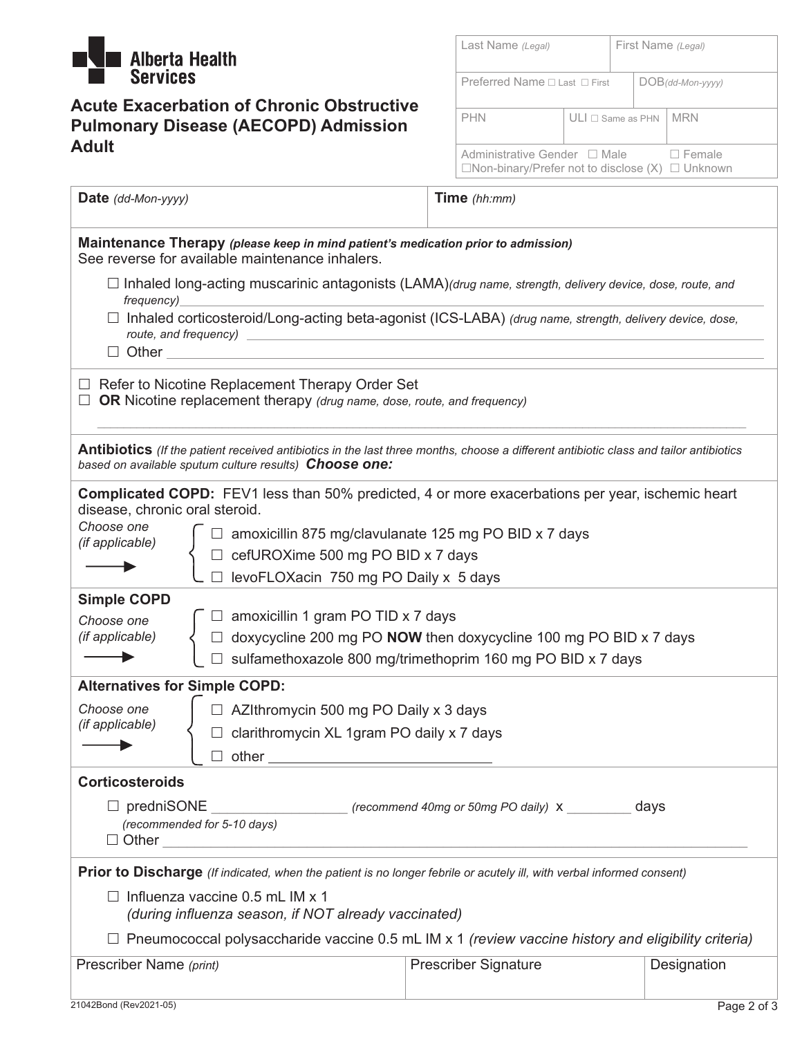**Alberta Health Services**

# Acute Exacerbation of Chronic Obstructive Pulmonary Disease (AECOPD) Admission Adult

| Last Name *(Legal)* | | First Name *(Legal)* |
|---|---|---|
| Preferred Name ☐ Last ☐ First | | DOB *(dd-Mon-yyyy)* |
| PHN | ULI ☐ Same as PHN | MRN |
| Administrative Gender ☐ Male ☐ Female ☐Non-binary/Prefer not to disclose (X) ☐ Unknown | | |

| **Date** *(dd-Mon-yyyy)* | **Time** *(hh:mm)* |
|---|---|
| | |

**Maintenance Therapy** ***(please keep in mind patient's medication prior to admission)***
See reverse for available maintenance inhalers.

- ☐ Inhaled long-acting muscarinic antagonists (LAMA) *(drug name, strength, delivery device, dose, route, and frequency)* ____________________
- ☐ Inhaled corticosteroid/Long-acting beta-agonist (ICS-LABA) *(drug name, strength, delivery device, dose, route, and frequency)* ____________________
- ☐ Other ____________________

- ☐ Refer to Nicotine Replacement Therapy Order Set
- ☐ **OR** Nicotine replacement therapy *(drug name, dose, route, and frequency)* ____________________

**Antibiotics** *(If the patient received antibiotics in the last three months, choose a different antibiotic class and tailor antibiotics based on available sputum culture results)* ***Choose one:***

**Complicated COPD:** FEV1 less than 50% predicted, 4 or more exacerbations per year, ischemic heart disease, chronic oral steroid.

*Choose one (if applicable)* →
- ☐ amoxicillin 875 mg/clavulanate 125 mg PO BID x 7 days
- ☐ cefUROXime 500 mg PO BID x 7 days
- ☐ levoFLOXacin 750 mg PO Daily x 5 days

**Simple COPD**

*Choose one (if applicable)* →
- ☐ amoxicillin 1 gram PO TID x 7 days
- ☐ doxycycline 200 mg PO **NOW** then doxycycline 100 mg PO BID x 7 days
- ☐ sulfamethoxazole 800 mg/trimethoprim 160 mg PO BID x 7 days

**Alternatives for Simple COPD:**

*Choose one (if applicable)* →
- ☐ AZIthromycin 500 mg PO Daily x 3 days
- ☐ clarithromycin XL 1gram PO daily x 7 days
- ☐ other ____________________

**Corticosteroids**

- ☐ predniSONE ____________ *(recommend 40mg or 50mg PO daily)* x ________ days
  *(recommended for 5-10 days)*
- ☐ Other ____________________

**Prior to Discharge** *(If indicated, when the patient is no longer febrile or acutely ill, with verbal informed consent)*

- ☐ Influenza vaccine 0.5 mL IM x 1
  *(during influenza season, if NOT already vaccinated)*
- ☐ Pneumococcal polysaccharide vaccine 0.5 mL IM x 1 *(review vaccine history and eligibility criteria)*

| Prescriber Name *(print)* | Prescriber Signature | Designation |
|---|---|---|
| | | |

21042Bond (Rev2021-05)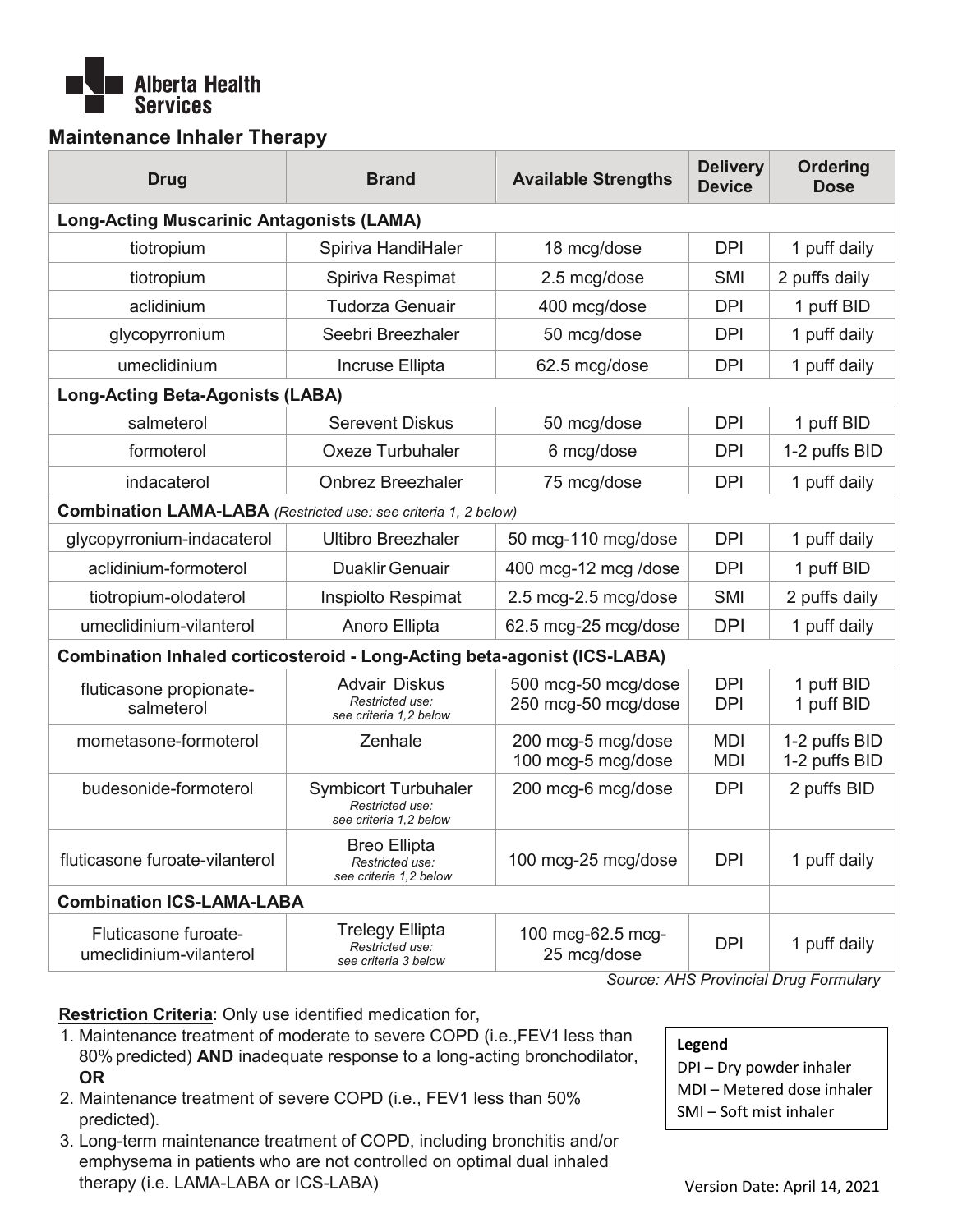Alberta Health Services

## Maintenance Inhaler Therapy

| Drug | Brand | Available Strengths | Delivery Device | Ordering Dose |
|---|---|---|---|---|
| **Long-Acting Muscarinic Antagonists (LAMA)** | | | | |
| tiotropium | Spiriva HandiHaler | 18 mcg/dose | DPI | 1 puff daily |
| tiotropium | Spiriva Respimat | 2.5 mcg/dose | SMI | 2 puffs daily |
| aclidinium | Tudorza Genuair | 400 mcg/dose | DPI | 1 puff BID |
| glycopyrronium | Seebri Breezhaler | 50 mcg/dose | DPI | 1 puff daily |
| umeclidinium | Incruse Ellipta | 62.5 mcg/dose | DPI | 1 puff daily |
| **Long-Acting Beta-Agonists (LABA)** | | | | |
| salmeterol | Serevent Diskus | 50 mcg/dose | DPI | 1 puff BID |
| formoterol | Oxeze Turbuhaler | 6 mcg/dose | DPI | 1-2 puffs BID |
| indacaterol | Onbrez Breezhaler | 75 mcg/dose | DPI | 1 puff daily |
| **Combination LAMA-LABA** *(Restricted use: see criteria 1, 2 below)* | | | | |
| glycopyrronium-indacaterol | Ultibro Breezhaler | 50 mcg-110 mcg/dose | DPI | 1 puff daily |
| aclidinium-formoterol | Duaklir Genuair | 400 mcg-12 mcg /dose | DPI | 1 puff BID |
| tiotropium-olodaterol | Inspiolto Respimat | 2.5 mcg-2.5 mcg/dose | SMI | 2 puffs daily |
| umeclidinium-vilanterol | Anoro Ellipta | 62.5 mcg-25 mcg/dose | DPI | 1 puff daily |
| **Combination Inhaled corticosteroid - Long-Acting beta-agonist (ICS-LABA)** | | | | |
| fluticasone propionate-salmeterol | Advair Diskus *Restricted use: see criteria 1,2 below* | 500 mcg-50 mcg/dose<br>250 mcg-50 mcg/dose | DPI<br>DPI | 1 puff BID<br>1 puff BID |
| mometasone-formoterol | Zenhale | 200 mcg-5 mcg/dose<br>100 mcg-5 mcg/dose | MDI<br>MDI | 1-2 puffs BID<br>1-2 puffs BID |
| budesonide-formoterol | Symbicort Turbuhaler *Restricted use: see criteria 1,2 below* | 200 mcg-6 mcg/dose | DPI | 2 puffs BID |
| fluticasone furoate-vilanterol | Breo Ellipta *Restricted use: see criteria 1,2 below* | 100 mcg-25 mcg/dose | DPI | 1 puff daily |
| **Combination ICS-LAMA-LABA** | | | | |
| Fluticasone furoate-umeclidinium-vilanterol | Trelegy Ellipta *Restricted use: see criteria 3 below* | 100 mcg-62.5 mcg-25 mcg/dose | DPI | 1 puff daily |

*Source: AHS Provincial Drug Formulary*

**Restriction Criteria**: Only use identified medication for,

1. Maintenance treatment of moderate to severe COPD (i.e.,FEV1 less than 80% predicted) **AND** inadequate response to a long-acting bronchodilator, **OR**
2. Maintenance treatment of severe COPD (i.e., FEV1 less than 50% predicted).
3. Long-term maintenance treatment of COPD, including bronchitis and/or emphysema in patients who are not controlled on optimal dual inhaled therapy (i.e. LAMA-LABA or ICS-LABA)

**Legend**
DPI – Dry powder inhaler
MDI – Metered dose inhaler
SMI – Soft mist inhaler

Version Date: April 14, 2021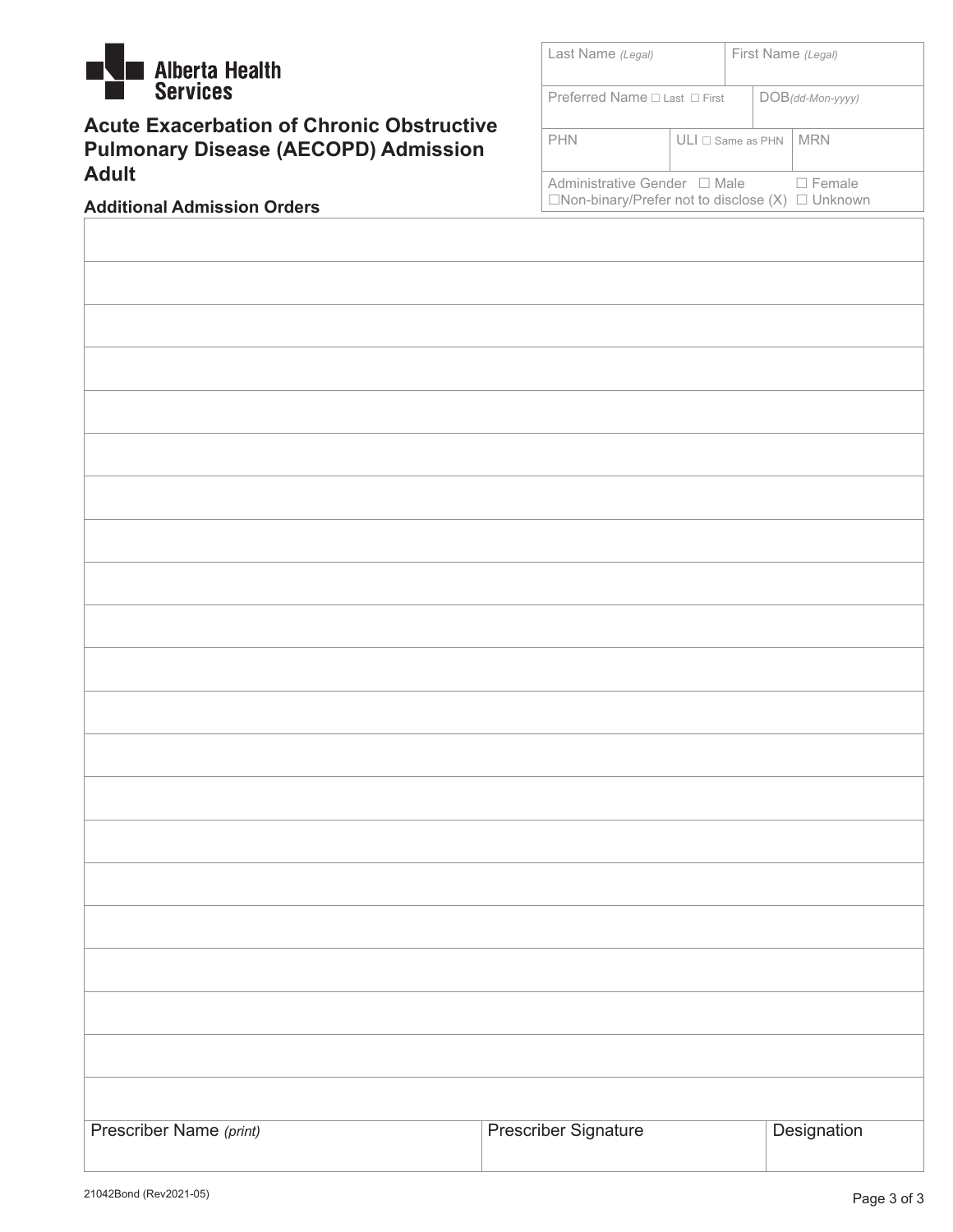Alberta Health Services

# Acute Exacerbation of Chronic Obstructive Pulmonary Disease (AECOPD) Admission Adult

| Last Name *(Legal)* | | First Name *(Legal)* |
|---|---|---|
| Preferred Name ☐ Last ☐ First | | DOB*(dd-Mon-yyyy)* |
| PHN | ULI ☐ Same as PHN | MRN |
| Administrative Gender ☐ Male ☐ Female ☐Non-binary/Prefer not to disclose (X) ☐ Unknown | | |

## Additional Admission Orders

| |
|---|
| |
| |
| |
| |
| |
| |
| |
| |
| |
| |
| |
| |
| |
| |
| |
| |
| |
| |
| |
| |

| Prescriber Name *(print)* | Prescriber Signature | Designation |
|---|---|---|
| | | |

21042Bond (Rev2021-05)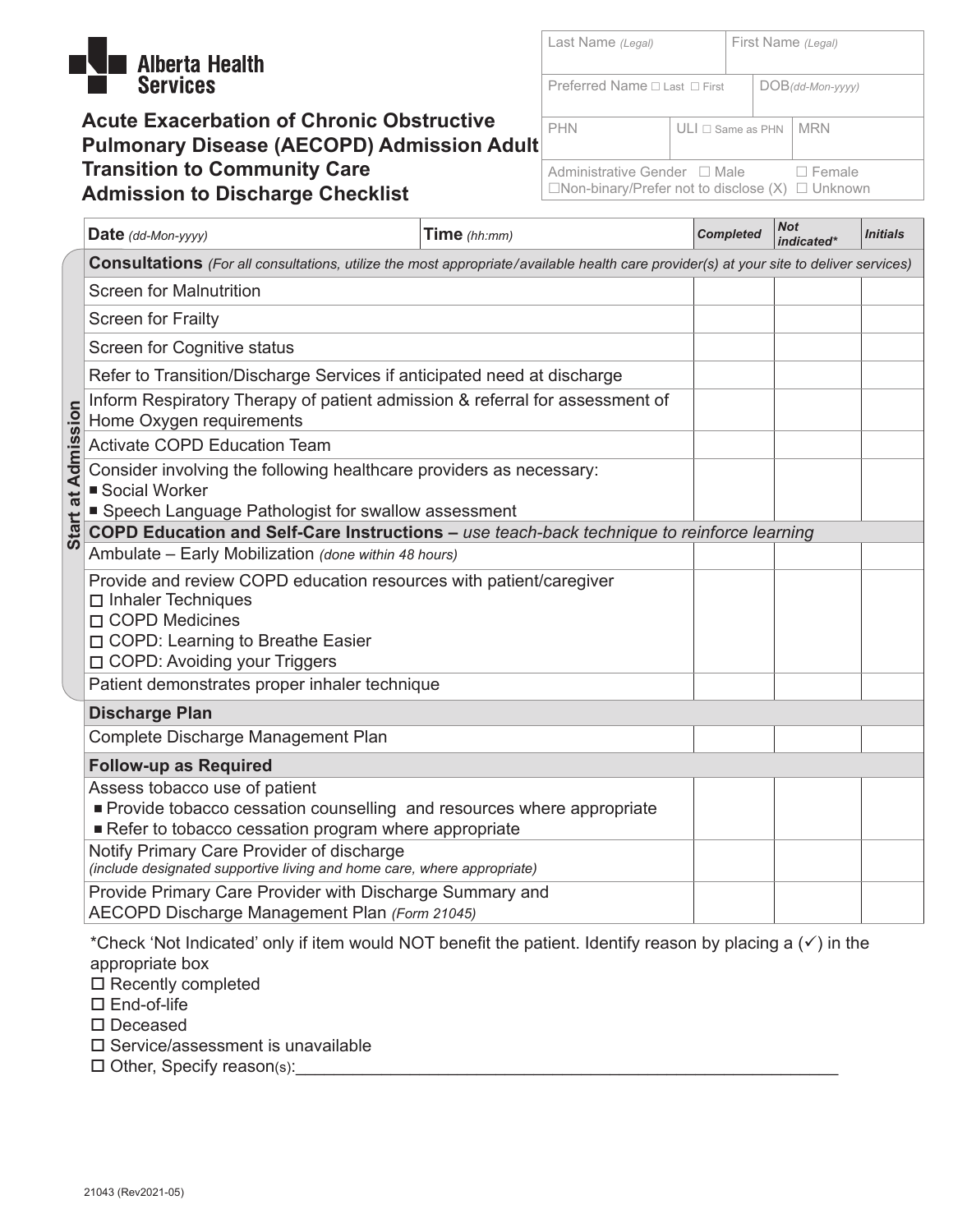Alberta Health Services

# Acute Exacerbation of Chronic Obstructive Pulmonary Disease (AECOPD) Admission Adult Transition to Community Care Admission to Discharge Checklist

| Last Name *(Legal)* | | First Name *(Legal)* |
|---|---|---|
| Preferred Name ☐ Last ☐ First | | DOB *(dd-Mon-yyyy)* |
| PHN | ULI ☐ Same as PHN | MRN |
| Administrative Gender ☐ Male ☐ Female ☐Non-binary/Prefer not to disclose (X) ☐ Unknown | | |

**Start at Admission**

| **Date** *(dd-Mon-yyyy)* **Time** *(hh:mm)* | ***Completed*** | ***Not indicated**** | ***Initials*** |
|---|---|---|---|
| **Consultations** *(For all consultations, utilize the most appropriate/available health care provider(s) at your site to deliver services)* | | | |
| Screen for Malnutrition | | | |
| Screen for Frailty | | | |
| Screen for Cognitive status | | | |
| Refer to Transition/Discharge Services if anticipated need at discharge | | | |
| Inform Respiratory Therapy of patient admission & referral for assessment of Home Oxygen requirements | | | |
| Activate COPD Education Team | | | |
| Consider involving the following healthcare providers as necessary:<br>■ Social Worker<br>■ Speech Language Pathologist for swallow assessment | | | |
| **COPD Education and Self-Care Instructions –** *use teach-back technique to reinforce learning* | | | |
| Ambulate – Early Mobilization *(done within 48 hours)* | | | |
| Provide and review COPD education resources with patient/caregiver<br>☐ Inhaler Techniques<br>☐ COPD Medicines<br>☐ COPD: Learning to Breathe Easier<br>☐ COPD: Avoiding your Triggers | | | |
| Patient demonstrates proper inhaler technique | | | |
| **Discharge Plan** | | | |
| Complete Discharge Management Plan | | | |
| **Follow-up as Required** | | | |
| Assess tobacco use of patient<br>■ Provide tobacco cessation counselling and resources where appropriate<br>■ Refer to tobacco cessation program where appropriate | | | |
| Notify Primary Care Provider of discharge<br>*(include designated supportive living and home care, where appropriate)* | | | |
| Provide Primary Care Provider with Discharge Summary and AECOPD Discharge Management Plan *(Form 21045)* | | | |

*Check 'Not Indicated' only if item would NOT benefit the patient. Identify reason by placing a (✓) in the appropriate box

☐ Recently completed
☐ End-of-life
☐ Deceased
☐ Service/assessment is unavailable
☐ Other, Specify reason(s):___________________________________________________________

21043 (Rev2021-05)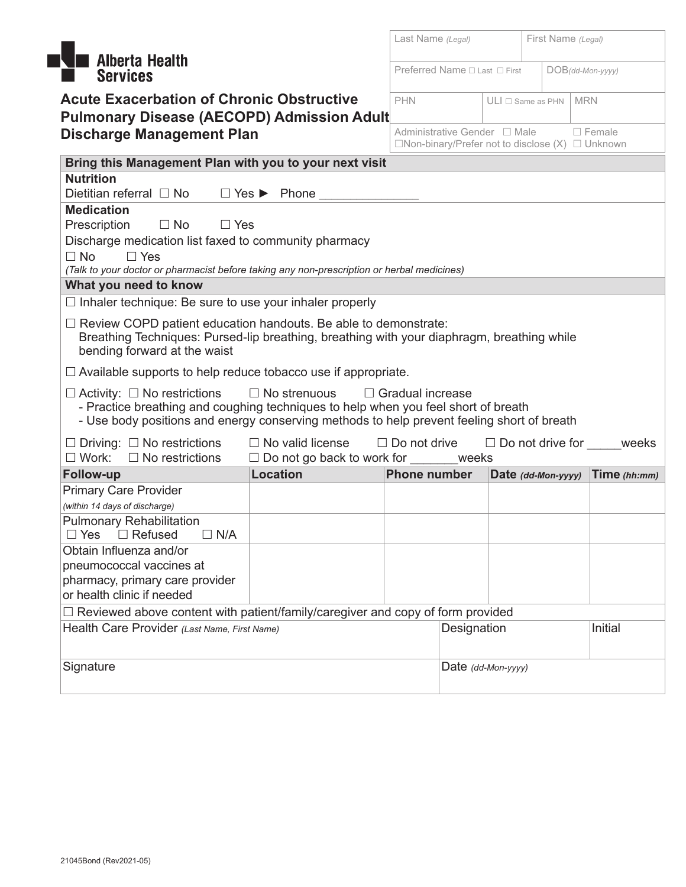Alberta Health Services

# Acute Exacerbation of Chronic Obstructive Pulmonary Disease (AECOPD) Admission Adult Discharge Management Plan

| | | |
|---|---|---|
| Last Name *(Legal)* | | First Name *(Legal)* |
| Preferred Name ☐ Last ☐ First | | DOB *(dd-Mon-yyyy)* |
| PHN | ULI ☐ Same as PHN | MRN |
| Administrative Gender ☐ Male ☐ Female ☐Non-binary/Prefer not to disclose (X) ☐ Unknown | | |

## Bring this Management Plan with you to your next visit

**Nutrition**

Dietitian referral ☐ No ☐ Yes ► Phone _______________

**Medication**

Prescription ☐ No ☐ Yes

Discharge medication list faxed to community pharmacy

☐ No ☐ Yes

*(Talk to your doctor or pharmacist before taking any non-prescription or herbal medicines)*

## What you need to know

☐ Inhaler technique: Be sure to use your inhaler properly

☐ Review COPD patient education handouts. Be able to demonstrate:
Breathing Techniques: Pursed-lip breathing, breathing with your diaphragm, breathing while bending forward at the waist

☐ Available supports to help reduce tobacco use if appropriate.

☐ Activity: ☐ No restrictions ☐ No strenuous ☐ Gradual increase
- Practice breathing and coughing techniques to help when you feel short of breath
- Use body positions and energy conserving methods to help prevent feeling short of breath

☐ Driving: ☐ No restrictions ☐ No valid license ☐ Do not drive ☐ Do not drive for _____weeks

☐ Work: ☐ No restrictions ☐ Do not go back to work for _______weeks

| Follow-up | Location | Phone number | Date *(dd-Mon-yyyy)* | Time *(hh:mm)* |
|---|---|---|---|---|
| Primary Care Provider *(within 14 days of discharge)* | | | | |
| Pulmonary Rehabilitation ☐ Yes ☐ Refused ☐ N/A | | | | |
| Obtain Influenza and/or pneumococcal vaccines at pharmacy, primary care provider or health clinic if needed | | | | |

☐ Reviewed above content with patient/family/caregiver and copy of form provided

| | | |
|---|---|---|
| Health Care Provider *(Last Name, First Name)* | Designation | Initial |
| Signature | Date *(dd-Mon-yyyy)* | |

21045Bond (Rev2021-05)